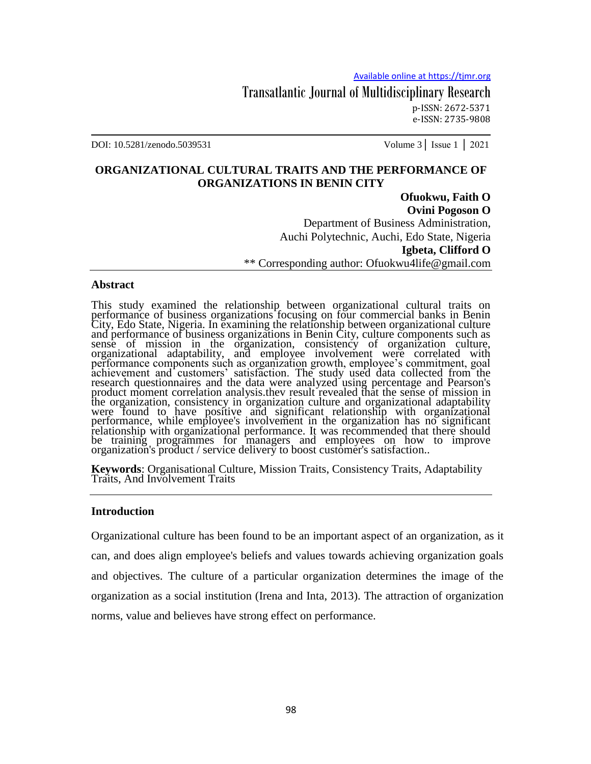Available online at https://tjmr.org

Transatlantic Journal of Multidisciplinary Research

p-ISSN: 2672-5371
e-ISSN: 2735-9808

DOI: 10.5281/zenodo.5039531 Volume 3 | Issue 1 | 2021

# ORGANIZATIONAL CULTURAL TRAITS AND THE PERFORMANCE OF ORGANIZATIONS IN BENIN CITY

**Ofuokwu, Faith O**
**Ovini Pogoson O**
Department of Business Administration,
Auchi Polytechnic, Auchi, Edo State, Nigeria
**Igbeta, Clifford O**
** Corresponding author: Ofuokwu4life@gmail.com

## Abstract

This study examined the relationship between organizational cultural traits on performance of business organizations focusing on four commercial banks in Benin City, Edo State, Nigeria. In examining the relationship between organizational culture and performance of business organizations in Benin City, culture components such as sense of mission in the organization, consistency of organization culture, organizational adaptability, and employee involvement were correlated with performance components such as organization growth, employee's commitment, goal achievement and customers' satisfaction. The study used data collected from the research questionnaires and the data were analyzed using percentage and Pearson's product moment correlation analysis.thev result revealed that the sense of mission in the organization, consistency in organization culture and organizational adaptability were found to have positive and significant relationship with organizational performance, while employee's involvement in the organization has no significant relationship with organizational performance. It was recommended that there should be training programmes for managers and employees on how to improve organization's product / service delivery to boost customer's satisfaction..

**Keywords**: Organisational Culture, Mission Traits, Consistency Traits, Adaptability Traits, And Involvement Traits

## Introduction

Organizational culture has been found to be an important aspect of an organization, as it can, and does align employee's beliefs and values towards achieving organization goals and objectives. The culture of a particular organization determines the image of the organization as a social institution (Irena and Inta, 2013). The attraction of organization norms, value and believes have strong effect on performance.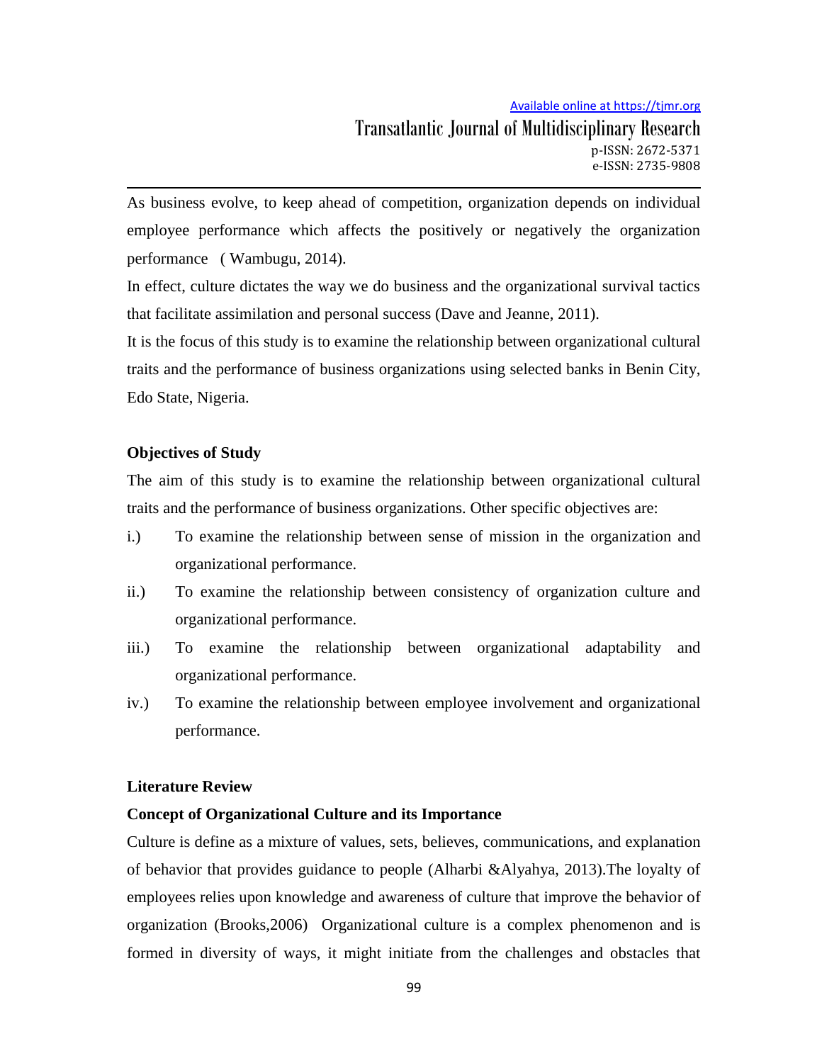As business evolve, to keep ahead of competition, organization depends on individual employee performance which affects the positively or negatively the organization performance ( Wambugu, 2014).

In effect, culture dictates the way we do business and the organizational survival tactics that facilitate assimilation and personal success (Dave and Jeanne, 2011).

It is the focus of this study is to examine the relationship between organizational cultural traits and the performance of business organizations using selected banks in Benin City, Edo State, Nigeria.

### Objectives of Study

The aim of this study is to examine the relationship between organizational cultural traits and the performance of business organizations. Other specific objectives are:

i.) To examine the relationship between sense of mission in the organization and organizational performance.

ii.) To examine the relationship between consistency of organization culture and organizational performance.

iii.) To examine the relationship between organizational adaptability and organizational performance.

iv.) To examine the relationship between employee involvement and organizational performance.

## Literature Review

### Concept of Organizational Culture and its Importance

Culture is define as a mixture of values, sets, believes, communications, and explanation of behavior that provides guidance to people (Alharbi &Alyahya, 2013).The loyalty of employees relies upon knowledge and awareness of culture that improve the behavior of organization (Brooks,2006) Organizational culture is a complex phenomenon and is formed in diversity of ways, it might initiate from the challenges and obstacles that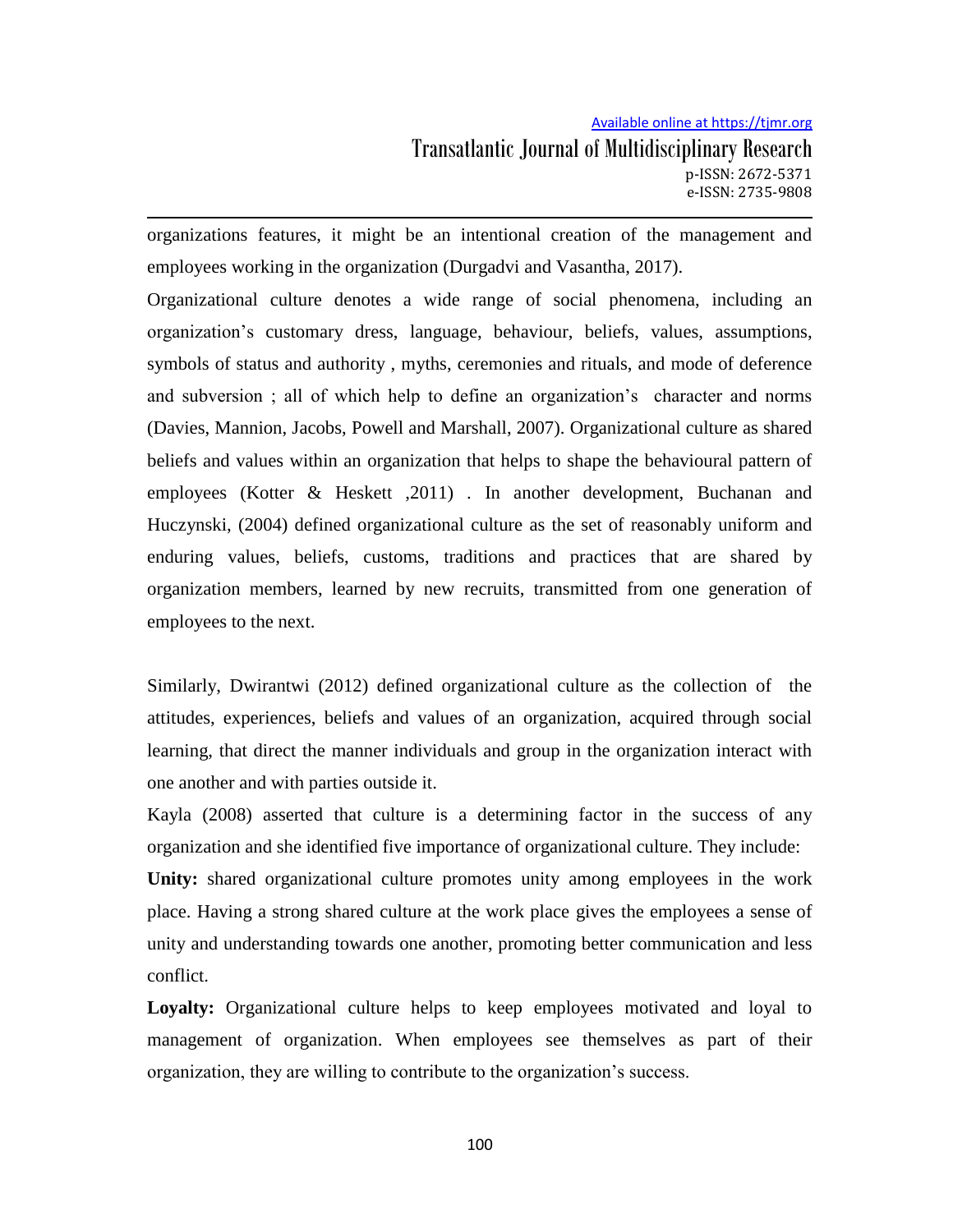organizations features, it might be an intentional creation of the management and employees working in the organization (Durgadvi and Vasantha, 2017).

Organizational culture denotes a wide range of social phenomena, including an organization's customary dress, language, behaviour, beliefs, values, assumptions, symbols of status and authority , myths, ceremonies and rituals, and mode of deference and subversion ; all of which help to define an organization's character and norms (Davies, Mannion, Jacobs, Powell and Marshall, 2007). Organizational culture as shared beliefs and values within an organization that helps to shape the behavioural pattern of employees (Kotter & Heskett ,2011) . In another development, Buchanan and Huczynski, (2004) defined organizational culture as the set of reasonably uniform and enduring values, beliefs, customs, traditions and practices that are shared by organization members, learned by new recruits, transmitted from one generation of employees to the next.

Similarly, Dwirantwi (2012) defined organizational culture as the collection of the attitudes, experiences, beliefs and values of an organization, acquired through social learning, that direct the manner individuals and group in the organization interact with one another and with parties outside it.

Kayla (2008) asserted that culture is a determining factor in the success of any organization and she identified five importance of organizational culture. They include:

**Unity:** shared organizational culture promotes unity among employees in the work place. Having a strong shared culture at the work place gives the employees a sense of unity and understanding towards one another, promoting better communication and less conflict.

**Loyalty:** Organizational culture helps to keep employees motivated and loyal to management of organization. When employees see themselves as part of their organization, they are willing to contribute to the organization's success.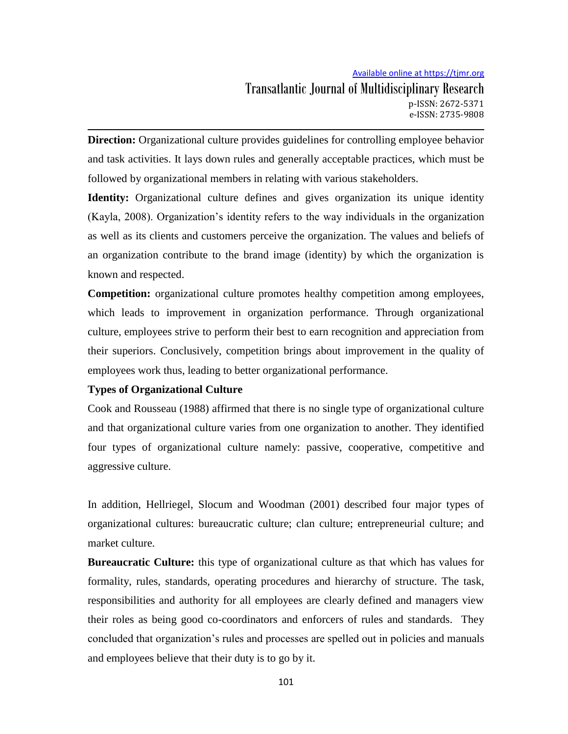**Direction:** Organizational culture provides guidelines for controlling employee behavior and task activities. It lays down rules and generally acceptable practices, which must be followed by organizational members in relating with various stakeholders.

**Identity:** Organizational culture defines and gives organization its unique identity (Kayla, 2008). Organization's identity refers to the way individuals in the organization as well as its clients and customers perceive the organization. The values and beliefs of an organization contribute to the brand image (identity) by which the organization is known and respected.

**Competition:** organizational culture promotes healthy competition among employees, which leads to improvement in organization performance. Through organizational culture, employees strive to perform their best to earn recognition and appreciation from their superiors. Conclusively, competition brings about improvement in the quality of employees work thus, leading to better organizational performance.

**Types of Organizational Culture**

Cook and Rousseau (1988) affirmed that there is no single type of organizational culture and that organizational culture varies from one organization to another. They identified four types of organizational culture namely: passive, cooperative, competitive and aggressive culture.

In addition, Hellriegel, Slocum and Woodman (2001) described four major types of organizational cultures: bureaucratic culture; clan culture; entrepreneurial culture; and market culture.

**Bureaucratic Culture:** this type of organizational culture as that which has values for formality, rules, standards, operating procedures and hierarchy of structure. The task, responsibilities and authority for all employees are clearly defined and managers view their roles as being good co-coordinators and enforcers of rules and standards. They concluded that organization's rules and processes are spelled out in policies and manuals and employees believe that their duty is to go by it.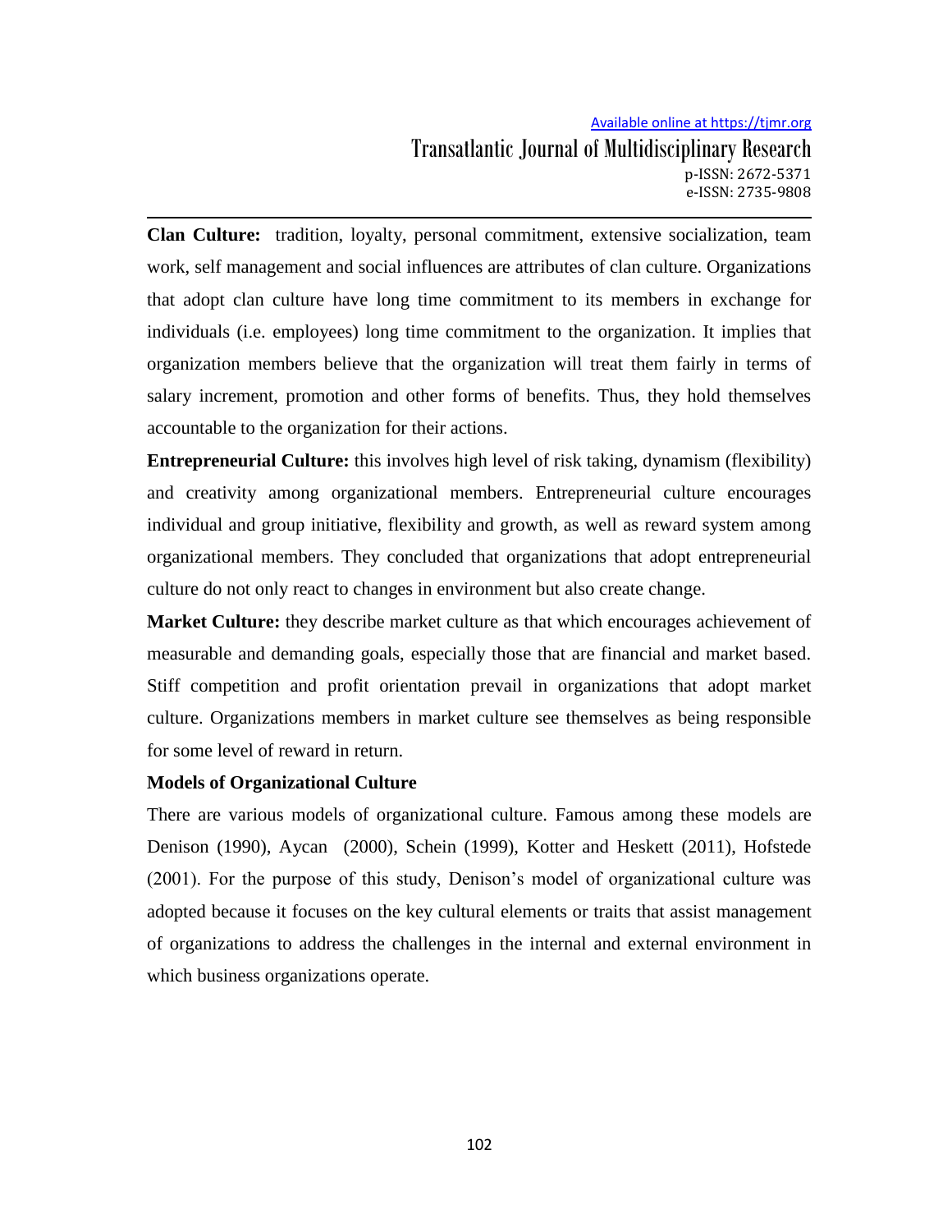**Clan Culture:** tradition, loyalty, personal commitment, extensive socialization, team work, self management and social influences are attributes of clan culture. Organizations that adopt clan culture have long time commitment to its members in exchange for individuals (i.e. employees) long time commitment to the organization. It implies that organization members believe that the organization will treat them fairly in terms of salary increment, promotion and other forms of benefits. Thus, they hold themselves accountable to the organization for their actions.

**Entrepreneurial Culture:** this involves high level of risk taking, dynamism (flexibility) and creativity among organizational members. Entrepreneurial culture encourages individual and group initiative, flexibility and growth, as well as reward system among organizational members. They concluded that organizations that adopt entrepreneurial culture do not only react to changes in environment but also create change.

**Market Culture:** they describe market culture as that which encourages achievement of measurable and demanding goals, especially those that are financial and market based. Stiff competition and profit orientation prevail in organizations that adopt market culture. Organizations members in market culture see themselves as being responsible for some level of reward in return.

**Models of Organizational Culture**

There are various models of organizational culture. Famous among these models are Denison (1990), Aycan (2000), Schein (1999), Kotter and Heskett (2011), Hofstede (2001). For the purpose of this study, Denison's model of organizational culture was adopted because it focuses on the key cultural elements or traits that assist management of organizations to address the challenges in the internal and external environment in which business organizations operate.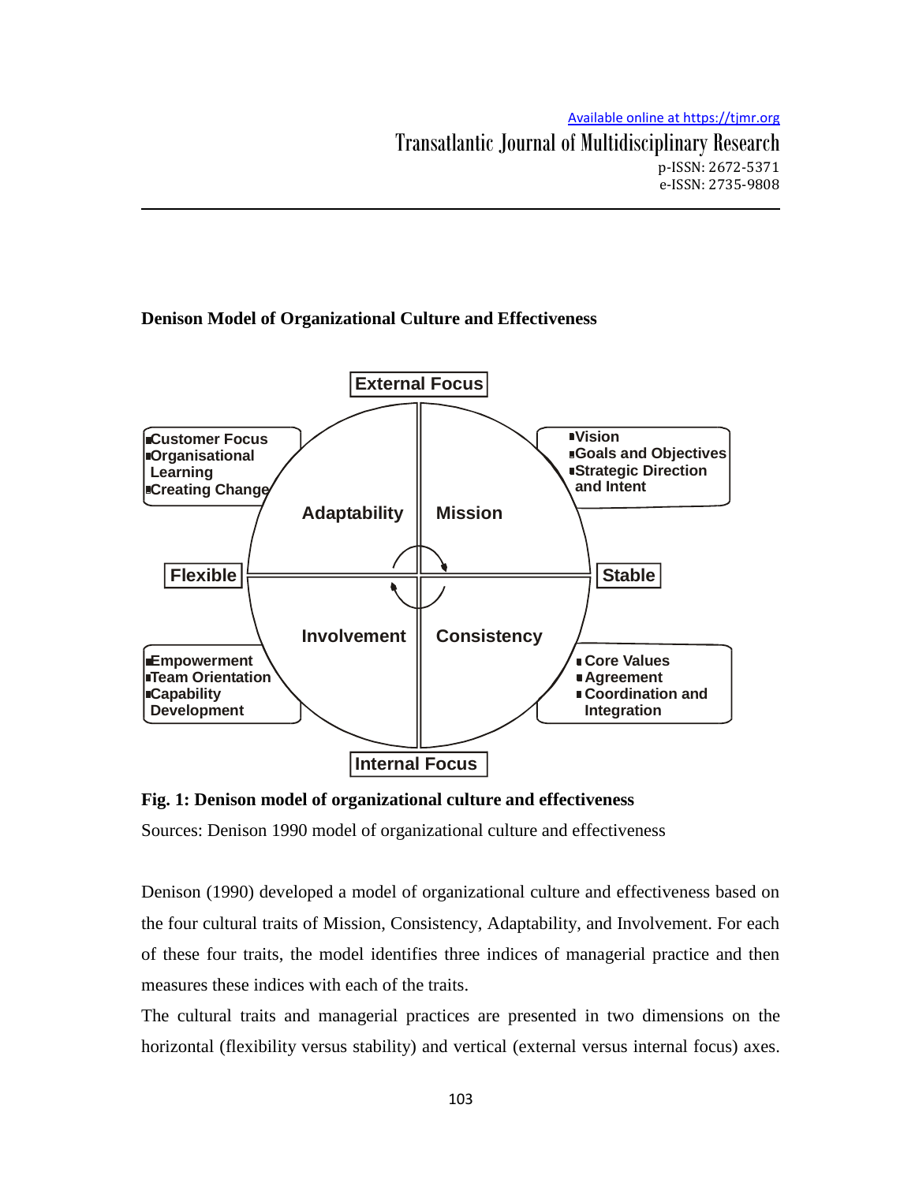**Denison Model of Organizational Culture and Effectiveness**

**Fig. 1: Denison model of organizational culture and effectiveness**

Sources: Denison 1990 model of organizational culture and effectiveness

Denison (1990) developed a model of organizational culture and effectiveness based on the four cultural traits of Mission, Consistency, Adaptability, and Involvement. For each of these four traits, the model identifies three indices of managerial practice and then measures these indices with each of the traits.

The cultural traits and managerial practices are presented in two dimensions on the horizontal (flexibility versus stability) and vertical (external versus internal focus) axes.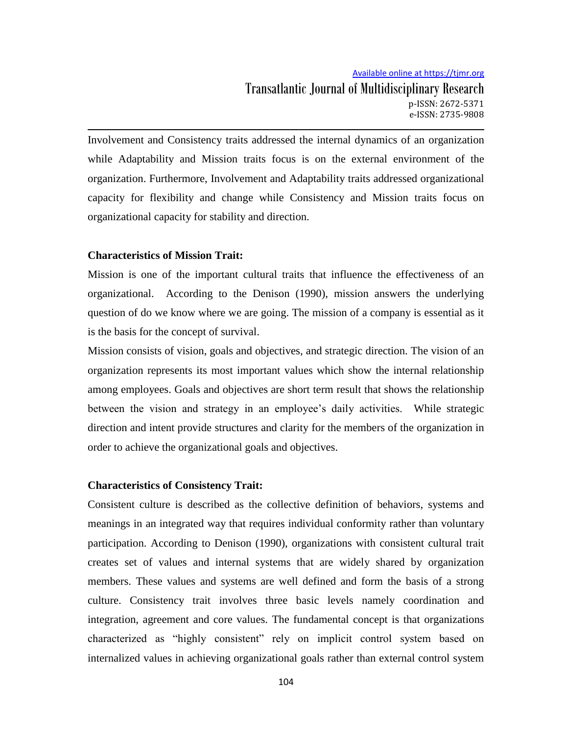Involvement and Consistency traits addressed the internal dynamics of an organization while Adaptability and Mission traits focus is on the external environment of the organization. Furthermore, Involvement and Adaptability traits addressed organizational capacity for flexibility and change while Consistency and Mission traits focus on organizational capacity for stability and direction.

**Characteristics of Mission Trait:**

Mission is one of the important cultural traits that influence the effectiveness of an organizational. According to the Denison (1990), mission answers the underlying question of do we know where we are going. The mission of a company is essential as it is the basis for the concept of survival.

Mission consists of vision, goals and objectives, and strategic direction. The vision of an organization represents its most important values which show the internal relationship among employees. Goals and objectives are short term result that shows the relationship between the vision and strategy in an employee's daily activities. While strategic direction and intent provide structures and clarity for the members of the organization in order to achieve the organizational goals and objectives.

**Characteristics of Consistency Trait:**

Consistent culture is described as the collective definition of behaviors, systems and meanings in an integrated way that requires individual conformity rather than voluntary participation. According to Denison (1990), organizations with consistent cultural trait creates set of values and internal systems that are widely shared by organization members. These values and systems are well defined and form the basis of a strong culture. Consistency trait involves three basic levels namely coordination and integration, agreement and core values. The fundamental concept is that organizations characterized as "highly consistent" rely on implicit control system based on internalized values in achieving organizational goals rather than external control system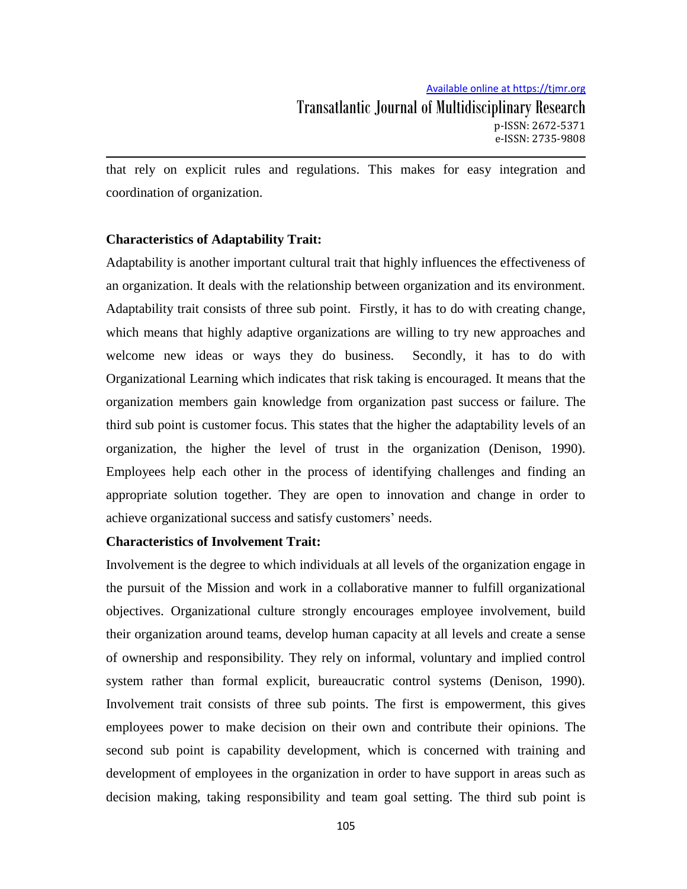that rely on explicit rules and regulations. This makes for easy integration and coordination of organization.

**Characteristics of Adaptability Trait:**

Adaptability is another important cultural trait that highly influences the effectiveness of an organization. It deals with the relationship between organization and its environment. Adaptability trait consists of three sub point. Firstly, it has to do with creating change, which means that highly adaptive organizations are willing to try new approaches and welcome new ideas or ways they do business. Secondly, it has to do with Organizational Learning which indicates that risk taking is encouraged. It means that the organization members gain knowledge from organization past success or failure. The third sub point is customer focus. This states that the higher the adaptability levels of an organization, the higher the level of trust in the organization (Denison, 1990). Employees help each other in the process of identifying challenges and finding an appropriate solution together. They are open to innovation and change in order to achieve organizational success and satisfy customers' needs.

**Characteristics of Involvement Trait:**

Involvement is the degree to which individuals at all levels of the organization engage in the pursuit of the Mission and work in a collaborative manner to fulfill organizational objectives. Organizational culture strongly encourages employee involvement, build their organization around teams, develop human capacity at all levels and create a sense of ownership and responsibility. They rely on informal, voluntary and implied control system rather than formal explicit, bureaucratic control systems (Denison, 1990). Involvement trait consists of three sub points. The first is empowerment, this gives employees power to make decision on their own and contribute their opinions. The second sub point is capability development, which is concerned with training and development of employees in the organization in order to have support in areas such as decision making, taking responsibility and team goal setting. The third sub point is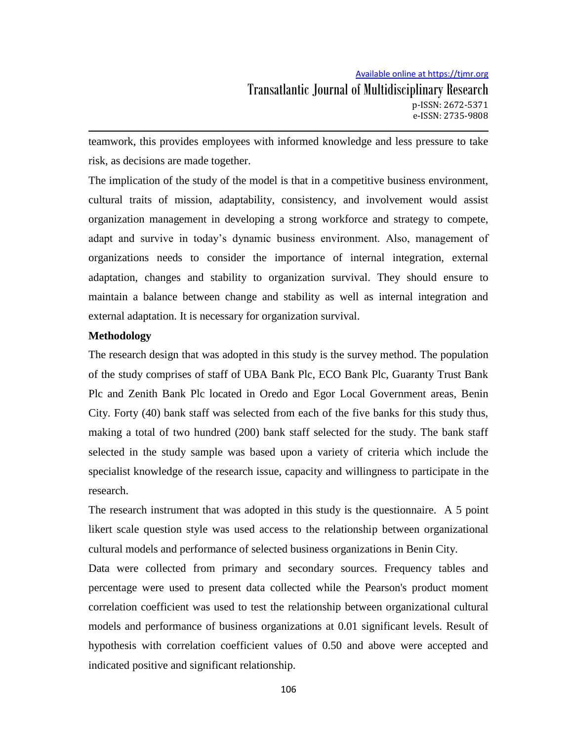teamwork, this provides employees with informed knowledge and less pressure to take risk, as decisions are made together.

The implication of the study of the model is that in a competitive business environment, cultural traits of mission, adaptability, consistency, and involvement would assist organization management in developing a strong workforce and strategy to compete, adapt and survive in today's dynamic business environment. Also, management of organizations needs to consider the importance of internal integration, external adaptation, changes and stability to organization survival. They should ensure to maintain a balance between change and stability as well as internal integration and external adaptation. It is necessary for organization survival.

**Methodology**

The research design that was adopted in this study is the survey method. The population of the study comprises of staff of UBA Bank Plc, ECO Bank Plc, Guaranty Trust Bank Plc and Zenith Bank Plc located in Oredo and Egor Local Government areas, Benin City. Forty (40) bank staff was selected from each of the five banks for this study thus, making a total of two hundred (200) bank staff selected for the study. The bank staff selected in the study sample was based upon a variety of criteria which include the specialist knowledge of the research issue, capacity and willingness to participate in the research.

The research instrument that was adopted in this study is the questionnaire. A 5 point likert scale question style was used access to the relationship between organizational cultural models and performance of selected business organizations in Benin City.

Data were collected from primary and secondary sources. Frequency tables and percentage were used to present data collected while the Pearson's product moment correlation coefficient was used to test the relationship between organizational cultural models and performance of business organizations at 0.01 significant levels. Result of hypothesis with correlation coefficient values of 0.50 and above were accepted and indicated positive and significant relationship.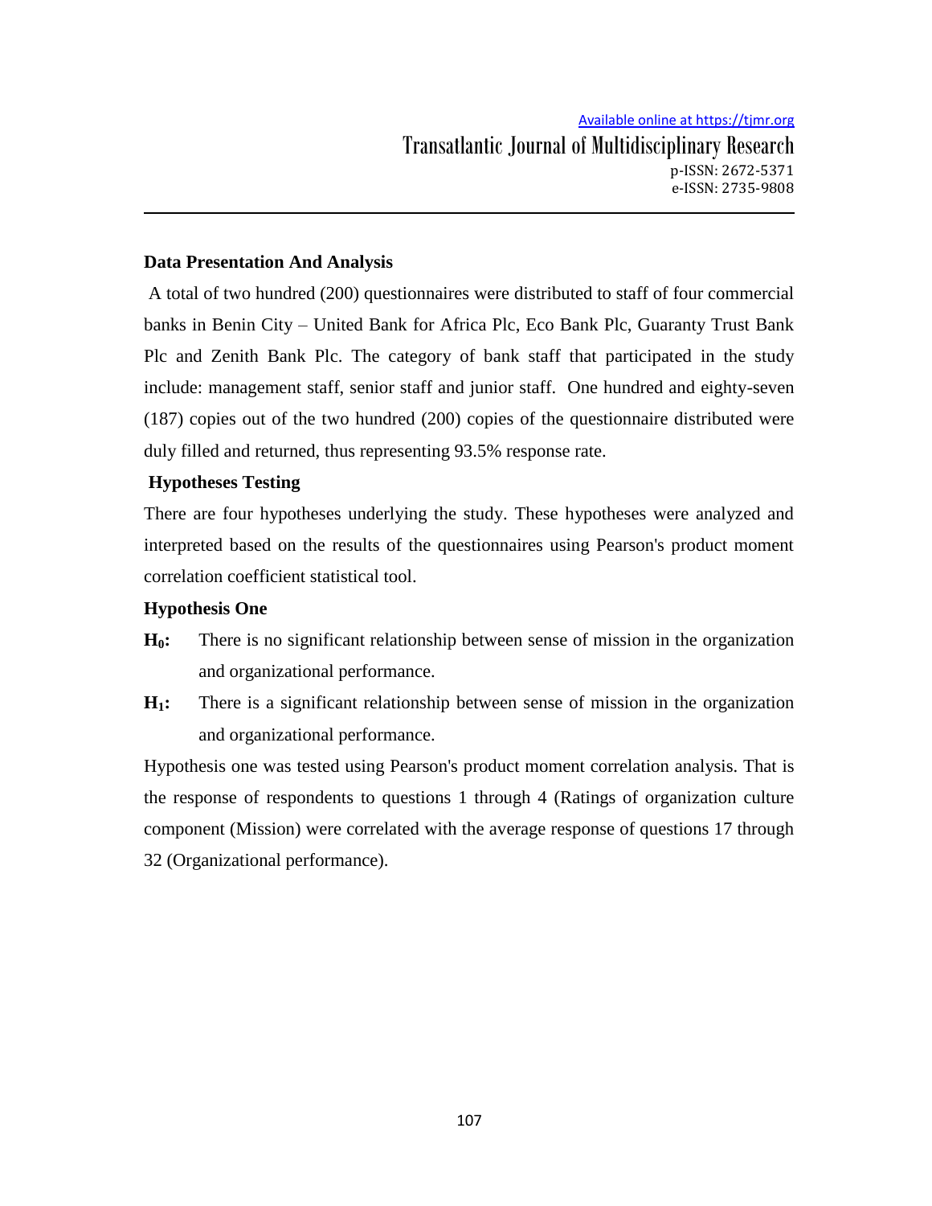**Data Presentation And Analysis**

A total of two hundred (200) questionnaires were distributed to staff of four commercial banks in Benin City – United Bank for Africa Plc, Eco Bank Plc, Guaranty Trust Bank Plc and Zenith Bank Plc. The category of bank staff that participated in the study include: management staff, senior staff and junior staff. One hundred and eighty-seven (187) copies out of the two hundred (200) copies of the questionnaire distributed were duly filled and returned, thus representing 93.5% response rate.

**Hypotheses Testing**

There are four hypotheses underlying the study. These hypotheses were analyzed and interpreted based on the results of the questionnaires using Pearson's product moment correlation coefficient statistical tool.

**Hypothesis One**

**$H_0$:** There is no significant relationship between sense of mission in the organization and organizational performance.

**$H_1$:** There is a significant relationship between sense of mission in the organization and organizational performance.

Hypothesis one was tested using Pearson's product moment correlation analysis. That is the response of respondents to questions 1 through 4 (Ratings of organization culture component (Mission) were correlated with the average response of questions 17 through 32 (Organizational performance).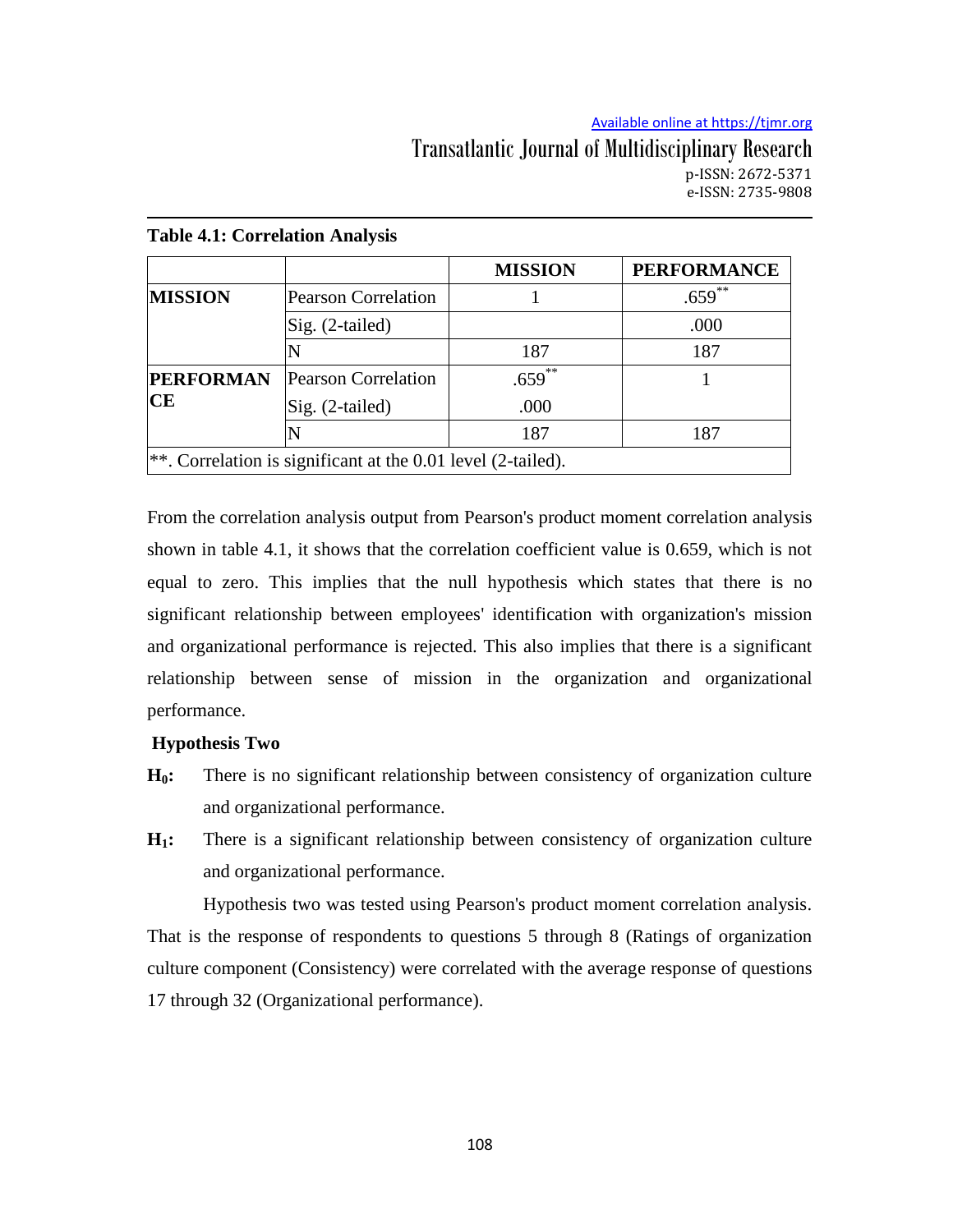**Table 4.1: Correlation Analysis**

| | | MISSION | PERFORMANCE |
|---|---|---|---|
| **MISSION** | Pearson Correlation | 1 | .659** |
| | Sig. (2-tailed) | | .000 |
| | N | 187 | 187 |
| **PERFORMANCE** | Pearson Correlation | .659** | 1 |
| | Sig. (2-tailed) | .000 | |
| | N | 187 | 187 |
| **. Correlation is significant at the 0.01 level (2-tailed). | | | |

From the correlation analysis output from Pearson's product moment correlation analysis shown in table 4.1, it shows that the correlation coefficient value is 0.659, which is not equal to zero. This implies that the null hypothesis which states that there is no significant relationship between employees' identification with organization's mission and organizational performance is rejected. This also implies that there is a significant relationship between sense of mission in the organization and organizational performance.

**Hypothesis Two**

**$H_0$:** There is no significant relationship between consistency of organization culture and organizational performance.

**$H_1$:** There is a significant relationship between consistency of organization culture and organizational performance.

Hypothesis two was tested using Pearson's product moment correlation analysis. That is the response of respondents to questions 5 through 8 (Ratings of organization culture component (Consistency) were correlated with the average response of questions 17 through 32 (Organizational performance).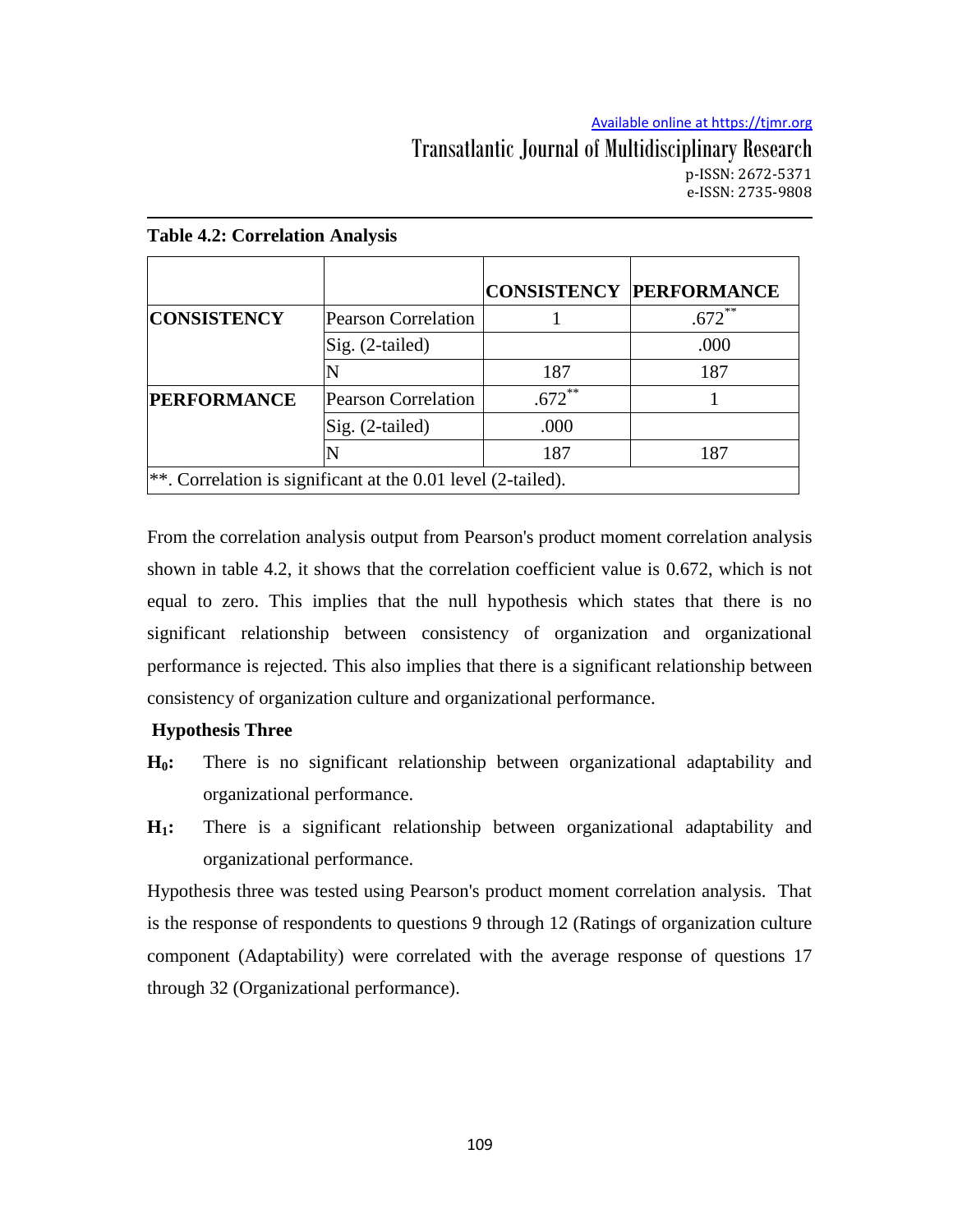**Table 4.2: Correlation Analysis**

| | | CONSISTENCY | PERFORMANCE |
|---|---|---|---|
| **CONSISTENCY** | Pearson Correlation | 1 | .672** |
| | Sig. (2-tailed) | | .000 |
| | N | 187 | 187 |
| **PERFORMANCE** | Pearson Correlation | .672** | 1 |
| | Sig. (2-tailed) | .000 | |
| | N | 187 | 187 |
| **. Correlation is significant at the 0.01 level (2-tailed). | | | |

From the correlation analysis output from Pearson's product moment correlation analysis shown in table 4.2, it shows that the correlation coefficient value is 0.672, which is not equal to zero. This implies that the null hypothesis which states that there is no significant relationship between consistency of organization and organizational performance is rejected. This also implies that there is a significant relationship between consistency of organization culture and organizational performance.

**Hypothesis Three**

**$H_0$:** There is no significant relationship between organizational adaptability and organizational performance.

**$H_1$:** There is a significant relationship between organizational adaptability and organizational performance.

Hypothesis three was tested using Pearson's product moment correlation analysis. That is the response of respondents to questions 9 through 12 (Ratings of organization culture component (Adaptability) were correlated with the average response of questions 17 through 32 (Organizational performance).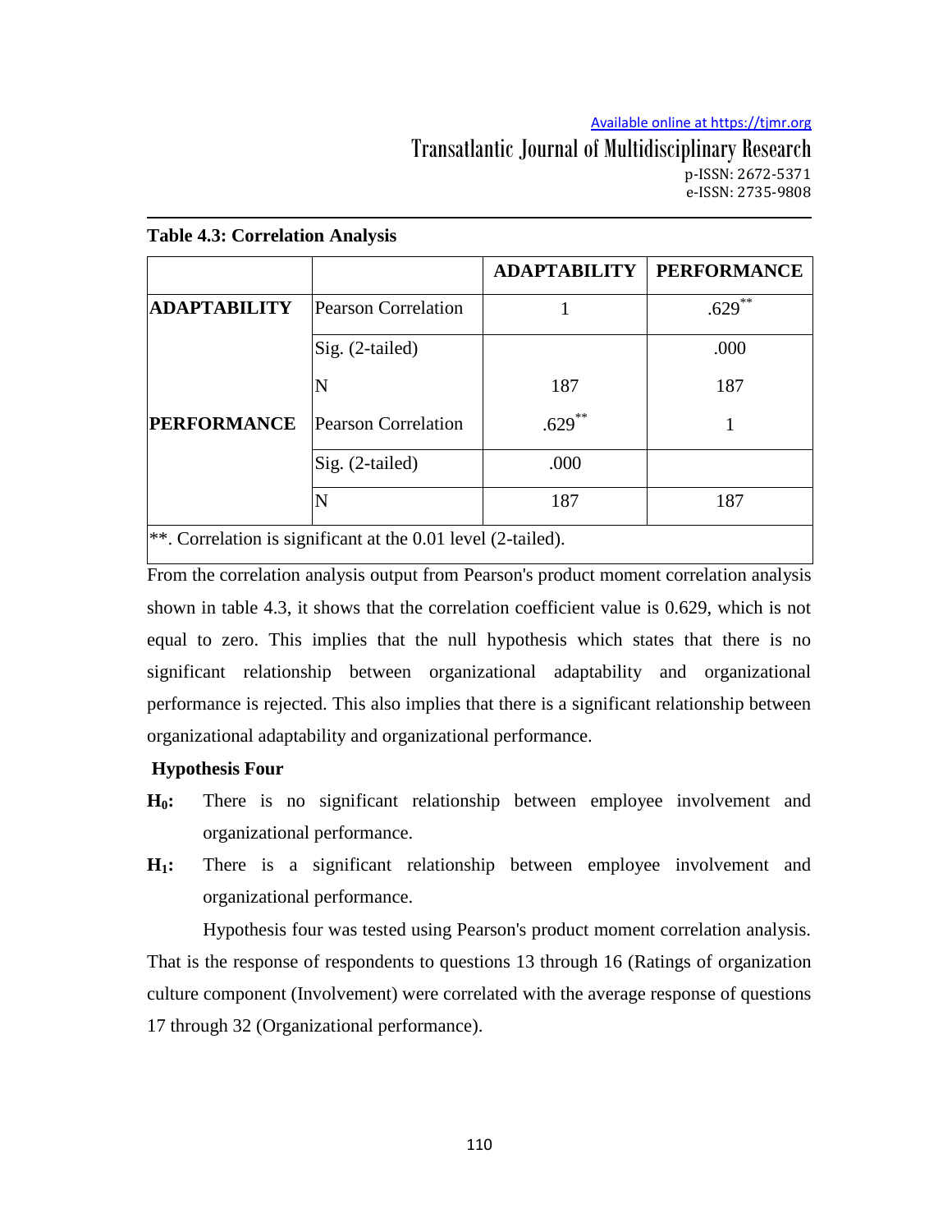**Table 4.3: Correlation Analysis**

| | | ADAPTABILITY | PERFORMANCE |
|---|---|---|---|
| **ADAPTABILITY** | Pearson Correlation | 1 | .629** |
| | Sig. (2-tailed) | | .000 |
| | N | 187 | 187 |
| **PERFORMANCE** | Pearson Correlation | .629** | 1 |
| | Sig. (2-tailed) | .000 | |
| | N | 187 | 187 |

**. Correlation is significant at the 0.01 level (2-tailed).

From the correlation analysis output from Pearson's product moment correlation analysis shown in table 4.3, it shows that the correlation coefficient value is 0.629, which is not equal to zero. This implies that the null hypothesis which states that there is no significant relationship between organizational adaptability and organizational performance is rejected. This also implies that there is a significant relationship between organizational adaptability and organizational performance.

**Hypothesis Four**

**$H_0$:** There is no significant relationship between employee involvement and organizational performance.

**$H_1$:** There is a significant relationship between employee involvement and organizational performance.

Hypothesis four was tested using Pearson's product moment correlation analysis. That is the response of respondents to questions 13 through 16 (Ratings of organization culture component (Involvement) were correlated with the average response of questions 17 through 32 (Organizational performance).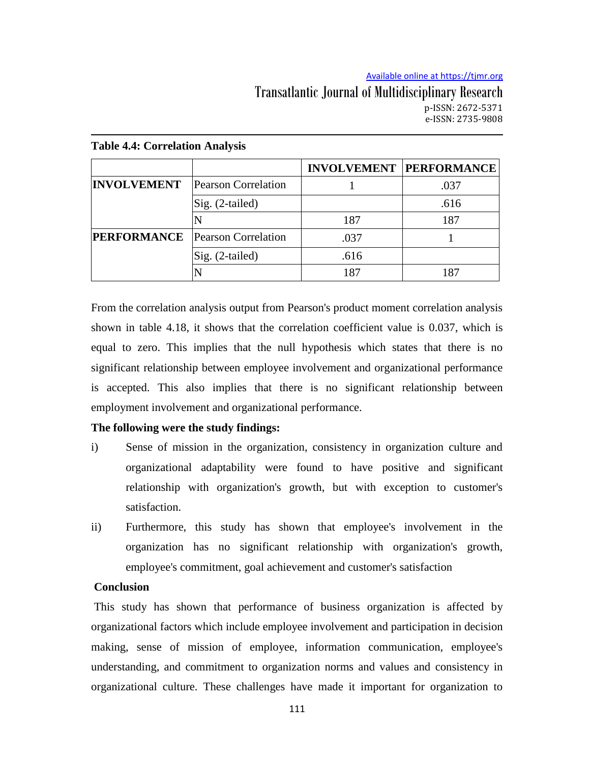**Table 4.4: Correlation Analysis**

| | | INVOLVEMENT | PERFORMANCE |
|---|---|---|---|
| **INVOLVEMENT** | Pearson Correlation | 1 | .037 |
| | Sig. (2-tailed) | | .616 |
| | N | 187 | 187 |
| **PERFORMANCE** | Pearson Correlation | .037 | 1 |
| | Sig. (2-tailed) | .616 | |
| | N | 187 | 187 |

From the correlation analysis output from Pearson's product moment correlation analysis shown in table 4.18, it shows that the correlation coefficient value is 0.037, which is equal to zero. This implies that the null hypothesis which states that there is no significant relationship between employee involvement and organizational performance is accepted. This also implies that there is no significant relationship between employment involvement and organizational performance.

**The following were the study findings:**

i) Sense of mission in the organization, consistency in organization culture and organizational adaptability were found to have positive and significant relationship with organization's growth, but with exception to customer's satisfaction.

ii) Furthermore, this study has shown that employee's involvement in the organization has no significant relationship with organization's growth, employee's commitment, goal achievement and customer's satisfaction

**Conclusion**

This study has shown that performance of business organization is affected by organizational factors which include employee involvement and participation in decision making, sense of mission of employee, information communication, employee's understanding, and commitment to organization norms and values and consistency in organizational culture. These challenges have made it important for organization to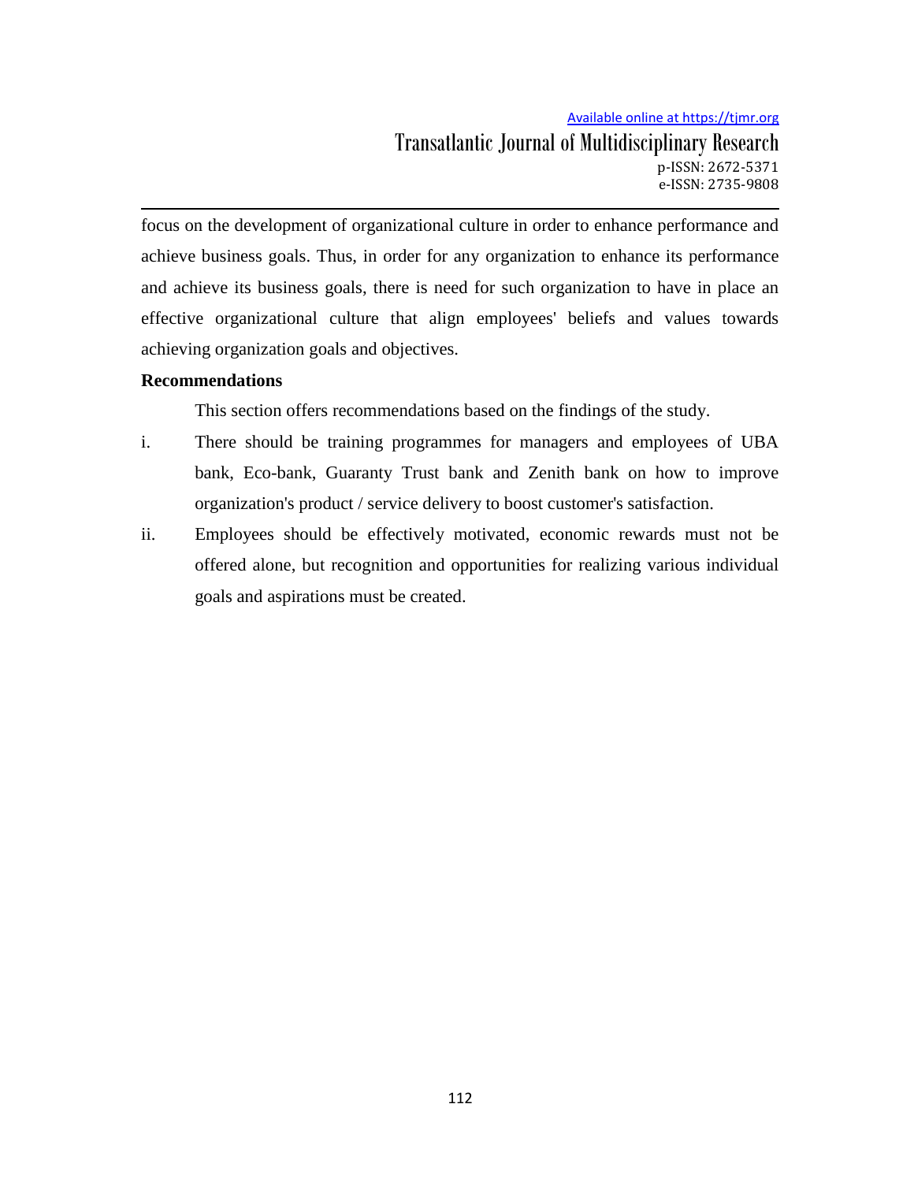focus on the development of organizational culture in order to enhance performance and achieve business goals. Thus, in order for any organization to enhance its performance and achieve its business goals, there is need for such organization to have in place an effective organizational culture that align employees' beliefs and values towards achieving organization goals and objectives.

**Recommendations**

This section offers recommendations based on the findings of the study.

i. There should be training programmes for managers and employees of UBA bank, Eco-bank, Guaranty Trust bank and Zenith bank on how to improve organization's product / service delivery to boost customer's satisfaction.

ii. Employees should be effectively motivated, economic rewards must not be offered alone, but recognition and opportunities for realizing various individual goals and aspirations must be created.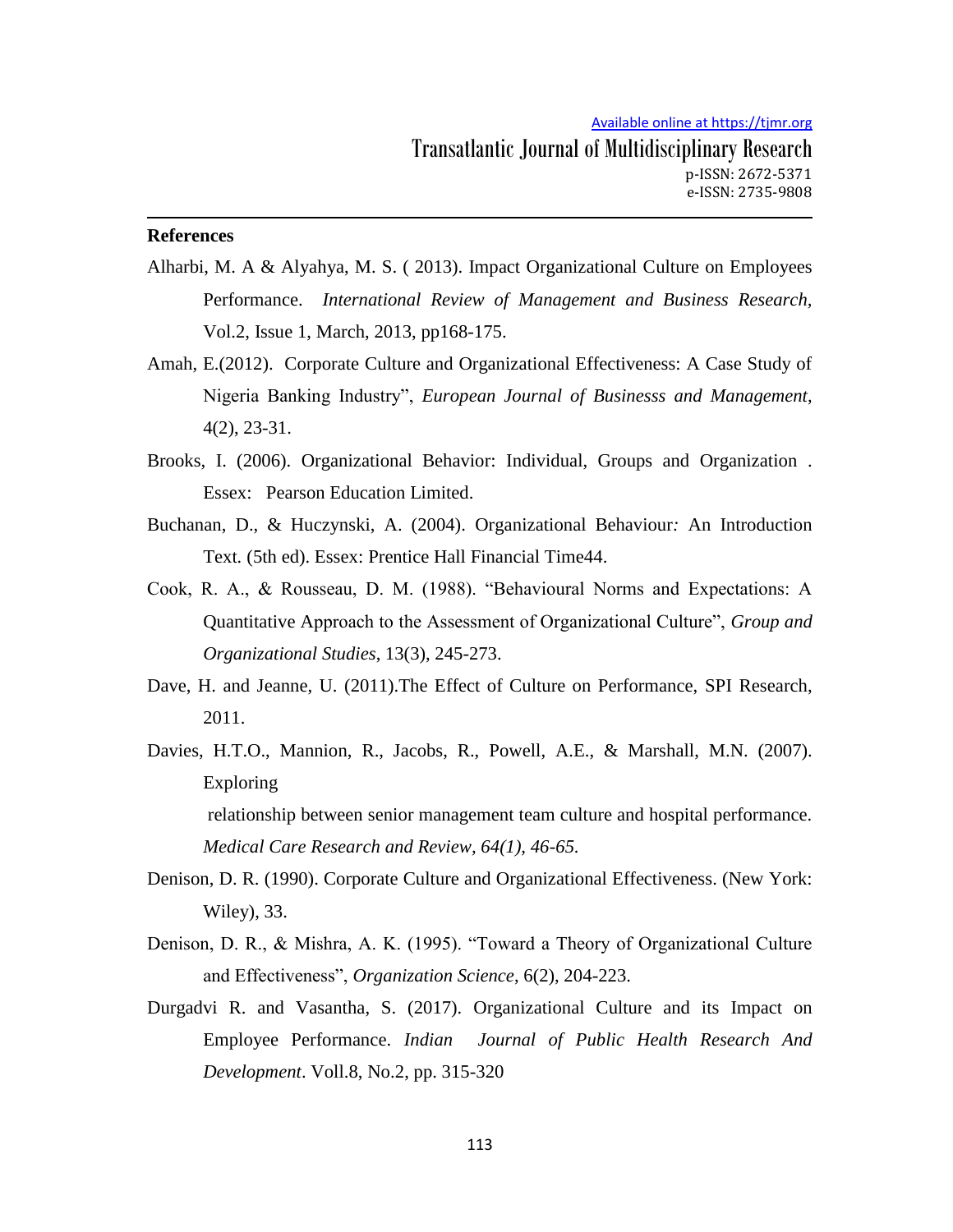## References

Alharbi, M. A & Alyahya, M. S. ( 2013). Impact Organizational Culture on Employees Performance. *International Review of Management and Business Research*, Vol.2, Issue 1, March, 2013, pp168-175.

Amah, E.(2012). Corporate Culture and Organizational Effectiveness: A Case Study of Nigeria Banking Industry", *European Journal of Businesss and Management*, 4(2), 23-31.

Brooks, I. (2006). Organizational Behavior: Individual, Groups and Organization . Essex: Pearson Education Limited.

Buchanan, D., & Huczynski, A. (2004). Organizational Behaviour*:* An Introduction Text. (5th ed). Essex: Prentice Hall Financial Time44.

Cook, R. A., & Rousseau, D. M. (1988). "Behavioural Norms and Expectations: A Quantitative Approach to the Assessment of Organizational Culture", *Group and Organizational Studies*, 13(3), 245-273.

Dave, H. and Jeanne, U. (2011).The Effect of Culture on Performance, SPI Research, 2011.

Davies, H.T.O., Mannion, R., Jacobs, R., Powell, A.E., & Marshall, M.N. (2007). Exploring relationship between senior management team culture and hospital performance. *Medical Care Research and Review, 64(1), 46-65.*

Denison, D. R. (1990). Corporate Culture and Organizational Effectiveness. (New York: Wiley), 33.

Denison, D. R., & Mishra, A. K. (1995). "Toward a Theory of Organizational Culture and Effectiveness", *Organization Science*, 6(2), 204-223.

Durgadvi R. and Vasantha, S. (2017). Organizational Culture and its Impact on Employee Performance. *Indian Journal of Public Health Research And Development*. Voll.8, No.2, pp. 315-320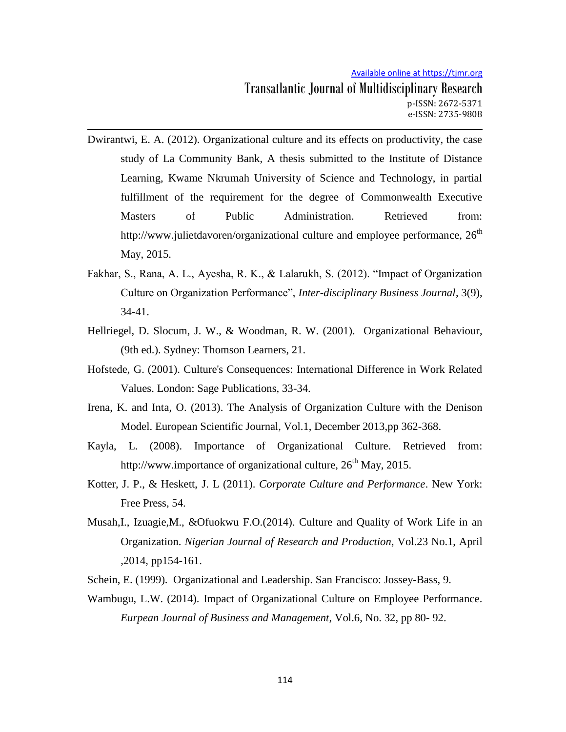Dwirantwi, E. A. (2012). Organizational culture and its effects on productivity, the case study of La Community Bank, A thesis submitted to the Institute of Distance Learning, Kwame Nkrumah University of Science and Technology, in partial fulfillment of the requirement for the degree of Commonwealth Executive Masters of Public Administration. Retrieved from: http://www.julietdavoren/organizational culture and employee performance, 26th May, 2015.

Fakhar, S., Rana, A. L., Ayesha, R. K., & Lalarukh, S. (2012). "Impact of Organization Culture on Organization Performance", *Inter-disciplinary Business Journal*, 3(9), 34-41.

Hellriegel, D. Slocum, J. W., & Woodman, R. W. (2001). Organizational Behaviour, (9th ed.). Sydney: Thomson Learners, 21.

Hofstede, G. (2001). Culture's Consequences: International Difference in Work Related Values. London: Sage Publications, 33-34.

Irena, K. and Inta, O. (2013). The Analysis of Organization Culture with the Denison Model. European Scientific Journal, Vol.1, December 2013,pp 362-368.

Kayla, L. (2008). Importance of Organizational Culture. Retrieved from: http://www.importance of organizational culture, 26th May, 2015.

Kotter, J. P., & Heskett, J. L (2011). *Corporate Culture and Performance*. New York: Free Press, 54.

Musah,I., Izuagie,M., &Ofuokwu F.O.(2014). Culture and Quality of Work Life in an Organization. *Nigerian Journal of Research and Production*, Vol.23 No.1, April ,2014, pp154-161.

Schein, E. (1999). Organizational and Leadership. San Francisco: Jossey-Bass, 9.

Wambugu, L.W. (2014). Impact of Organizational Culture on Employee Performance. *Eurpean Journal of Business and Management*, Vol.6, No. 32, pp 80- 92.